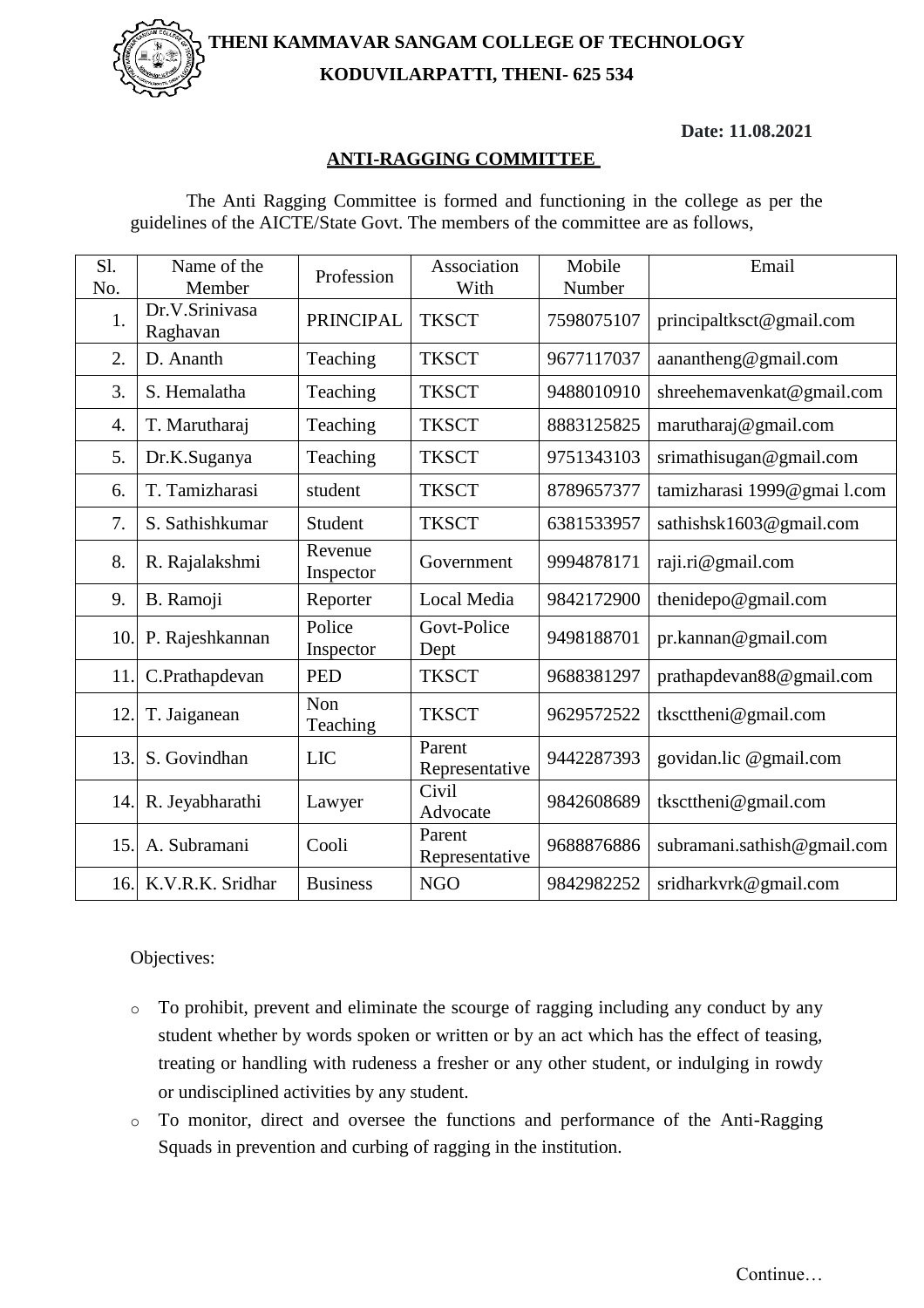# THENI KAMMAVAR SANGAM COLLEGE OF TECHNOLOGY

## KODUVILARPATTI, THENI- 625 534

**Date: 11.08.2021**

## ANTI-RAGGING COMMITTEE

The Anti Ragging Committee is formed and functioning in the college as per the guidelines of the AICTE/State Govt. The members of the committee are as follows,

| Sl. No. | Name of the Member | Profession | Association With | Mobile Number | Email |
|---|---|---|---|---|---|
| 1. | Dr.V.Srinivasa Raghavan | PRINCIPAL | TKSCT | 7598075107 | principaltksct@gmail.com |
| 2. | D. Ananth | Teaching | TKSCT | 9677117037 | aanantheng@gmail.com |
| 3. | S. Hemalatha | Teaching | TKSCT | 9488010910 | shreehemavenkat@gmail.com |
| 4. | T. Marutharaj | Teaching | TKSCT | 8883125825 | marutharaj@gmail.com |
| 5. | Dr.K.Suganya | Teaching | TKSCT | 9751343103 | srimathisugan@gmail.com |
| 6. | T. Tamizharasi | student | TKSCT | 8789657377 | tamizharasi 1999@gmai l.com |
| 7. | S. Sathishkumar | Student | TKSCT | 6381533957 | sathishsk1603@gmail.com |
| 8. | R. Rajalakshmi | Revenue Inspector | Government | 9994878171 | raji.ri@gmail.com |
| 9. | B. Ramoji | Reporter | Local Media | 9842172900 | thenidepo@gmail.com |
| 10. | P. Rajeshkannan | Police Inspector | Govt-Police Dept | 9498188701 | pr.kannan@gmail.com |
| 11. | C.Prathapdevan | PED | TKSCT | 9688381297 | prathapdevan88@gmail.com |
| 12. | T. Jaiganean | Non Teaching | TKSCT | 9629572522 | tkscttheni@gmail.com |
| 13. | S. Govindhan | LIC | Parent Representative | 9442287393 | govidan.lic @gmail.com |
| 14. | R. Jeyabharathi | Lawyer | Civil Advocate | 9842608689 | tkscttheni@gmail.com |
| 15. | A. Subramani | Cooli | Parent Representative | 9688876886 | subramani.sathish@gmail.com |
| 16. | K.V.R.K. Sridhar | Business | NGO | 9842982252 | sridharkvrk@gmail.com |

Objectives:

- To prohibit, prevent and eliminate the scourge of ragging including any conduct by any student whether by words spoken or written or by an act which has the effect of teasing, treating or handling with rudeness a fresher or any other student, or indulging in rowdy or undisciplined activities by any student.
- To monitor, direct and oversee the functions and performance of the Anti-Ragging Squads in prevention and curbing of ragging in the institution.

Continue…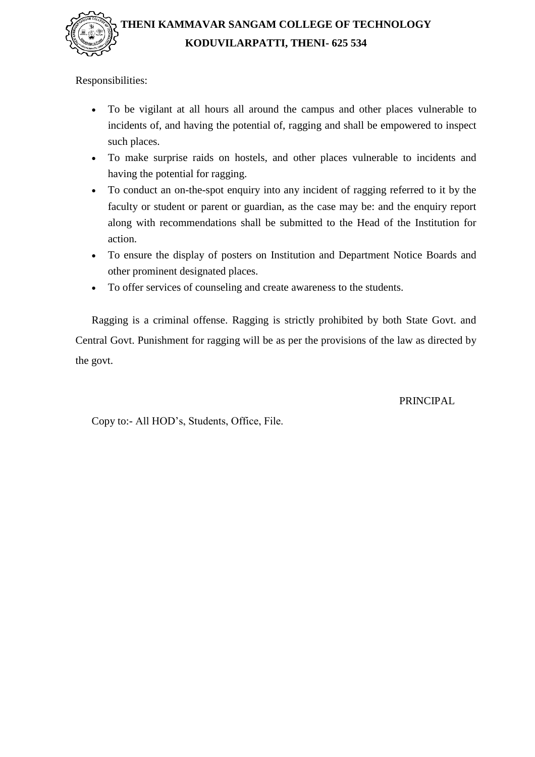Responsibilities:

- To be vigilant at all hours all around the campus and other places vulnerable to incidents of, and having the potential of, ragging and shall be empowered to inspect such places.
- To make surprise raids on hostels, and other places vulnerable to incidents and having the potential for ragging.
- To conduct an on-the-spot enquiry into any incident of ragging referred to it by the faculty or student or parent or guardian, as the case may be: and the enquiry report along with recommendations shall be submitted to the Head of the Institution for action.
- To ensure the display of posters on Institution and Department Notice Boards and other prominent designated places.
- To offer services of counseling and create awareness to the students.

Ragging is a criminal offense. Ragging is strictly prohibited by both State Govt. and Central Govt. Punishment for ragging will be as per the provisions of the law as directed by the govt.

PRINCIPAL

Copy to:- All HOD's, Students, Office, File.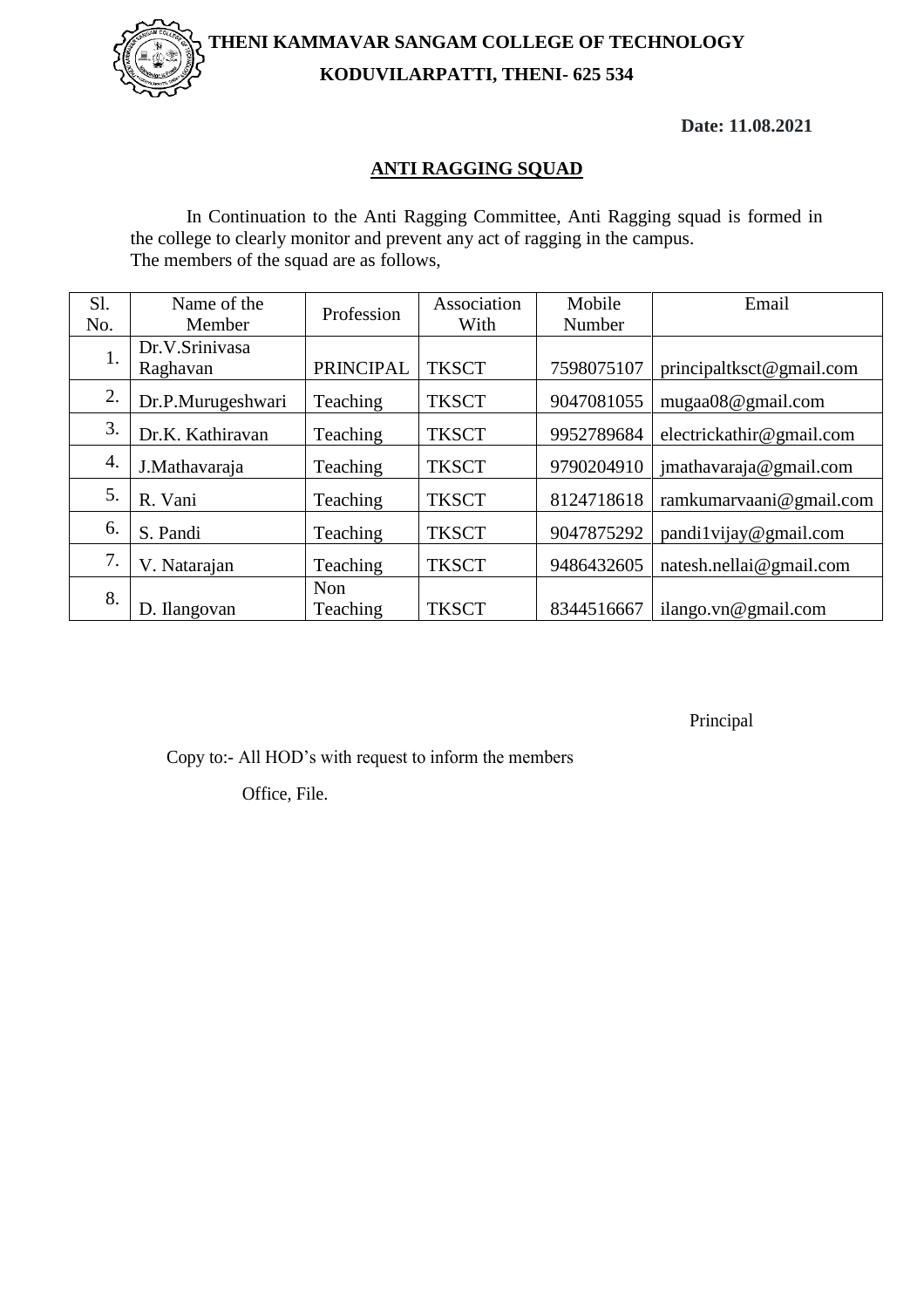**THENI KAMMAVAR SANGAM COLLEGE OF TECHNOLOGY**

**KODUVILARPATTI, THENI- 625 534**

**Date: 11.08.2021**

## ANTI RAGGING SQUAD

In Continuation to the Anti Ragging Committee, Anti Ragging squad is formed in the college to clearly monitor and prevent any act of ragging in the campus.
The members of the squad are as follows,

| Sl. No. | Name of the Member | Profession | Association With | Mobile Number | Email |
|---|---|---|---|---|---|
| 1. | Dr.V.Srinivasa Raghavan | PRINCIPAL | TKSCT | 7598075107 | principaltksct@gmail.com |
| 2. | Dr.P.Murugeshwari | Teaching | TKSCT | 9047081055 | mugaa08@gmail.com |
| 3. | Dr.K. Kathiravan | Teaching | TKSCT | 9952789684 | electrickathir@gmail.com |
| 4. | J.Mathavaraja | Teaching | TKSCT | 9790204910 | jmathavaraja@gmail.com |
| 5. | R. Vani | Teaching | TKSCT | 8124718618 | ramkumarvaani@gmail.com |
| 6. | S. Pandi | Teaching | TKSCT | 9047875292 | pandi1vijay@gmail.com |
| 7. | V. Natarajan | Teaching | TKSCT | 9486432605 | natesh.nellai@gmail.com |
| 8. | D. Ilangovan | Non Teaching | TKSCT | 8344516667 | ilango.vn@gmail.com |

Principal

Copy to:- All HOD's with request to inform the members

Office, File.